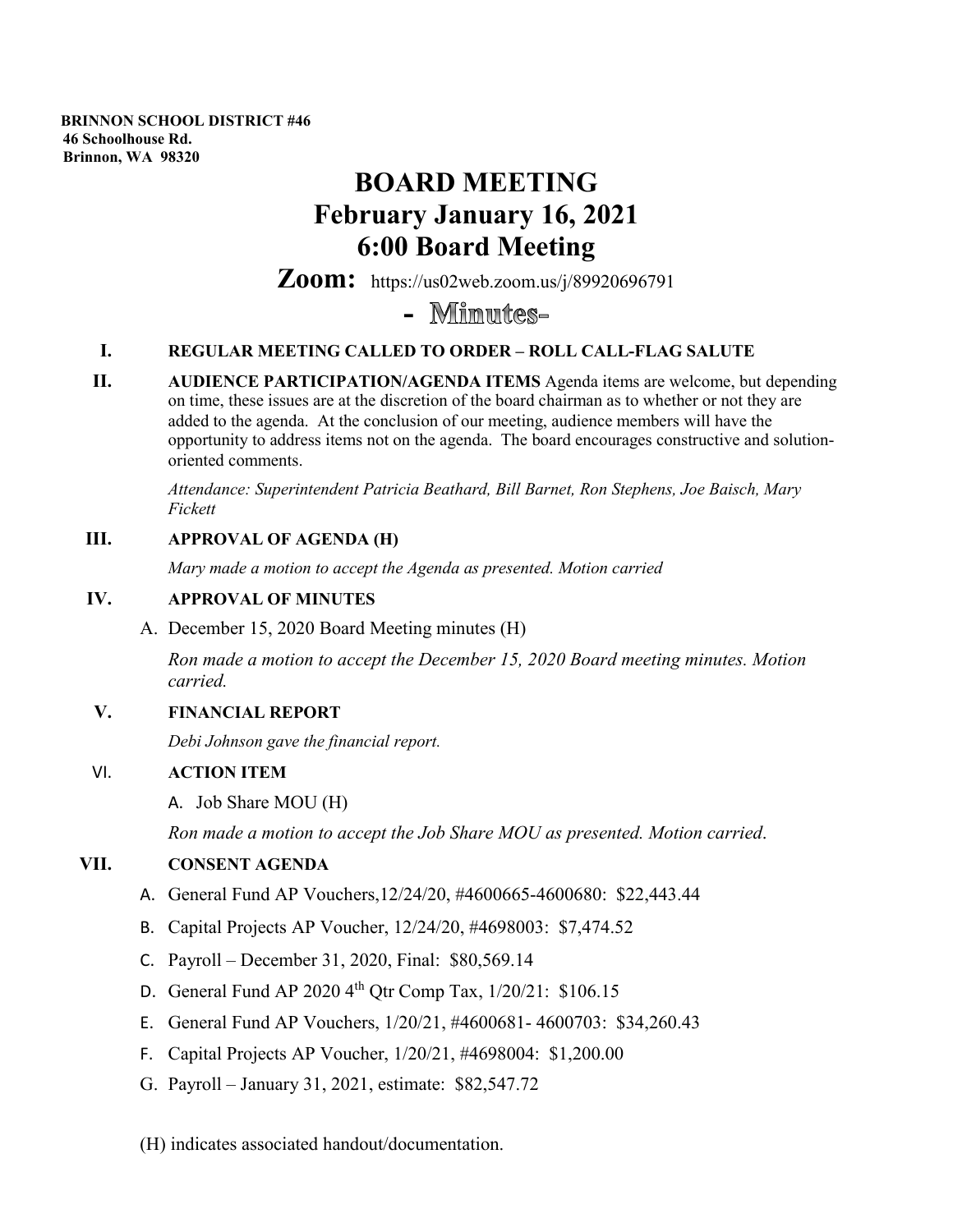**BRINNON SCHOOL DISTRICT #46**
**46 Schoolhouse Rd.**
**Brinnon, WA 98320**

# BOARD MEETING
# February January 16, 2021
# 6:00 Board Meeting

**Zoom:** https://us02web.zoom.us/j/89920696791

## - Minutes-

**I. REGULAR MEETING CALLED TO ORDER – ROLL CALL-FLAG SALUTE**

**II. AUDIENCE PARTICIPATION/AGENDA ITEMS** Agenda items are welcome, but depending on time, these issues are at the discretion of the board chairman as to whether or not they are added to the agenda. At the conclusion of our meeting, audience members will have the opportunity to address items not on the agenda. The board encourages constructive and solution-oriented comments.

*Attendance: Superintendent Patricia Beathard, Bill Barnet, Ron Stephens, Joe Baisch, Mary Fickett*

**III. APPROVAL OF AGENDA (H)**

*Mary made a motion to accept the Agenda as presented. Motion carried*

**IV. APPROVAL OF MINUTES**

A. December 15, 2020 Board Meeting minutes (H)

*Ron made a motion to accept the December 15, 2020 Board meeting minutes. Motion carried.*

**V. FINANCIAL REPORT**

*Debi Johnson gave the financial report.*

**VI. ACTION ITEM**

A. Job Share MOU (H)

*Ron made a motion to accept the Job Share MOU as presented. Motion carried.*

**VII. CONSENT AGENDA**

A. General Fund AP Vouchers,12/24/20, #4600665-4600680: $22,443.44
B. Capital Projects AP Voucher, 12/24/20, #4698003: $7,474.52
C. Payroll – December 31, 2020, Final: $80,569.14
D. General Fund AP 2020 4th Qtr Comp Tax, 1/20/21: $106.15
E. General Fund AP Vouchers, 1/20/21, #4600681- 4600703: $34,260.43
F. Capital Projects AP Voucher, 1/20/21, #4698004: $1,200.00
G. Payroll – January 31, 2021, estimate: $82,547.72

(H) indicates associated handout/documentation.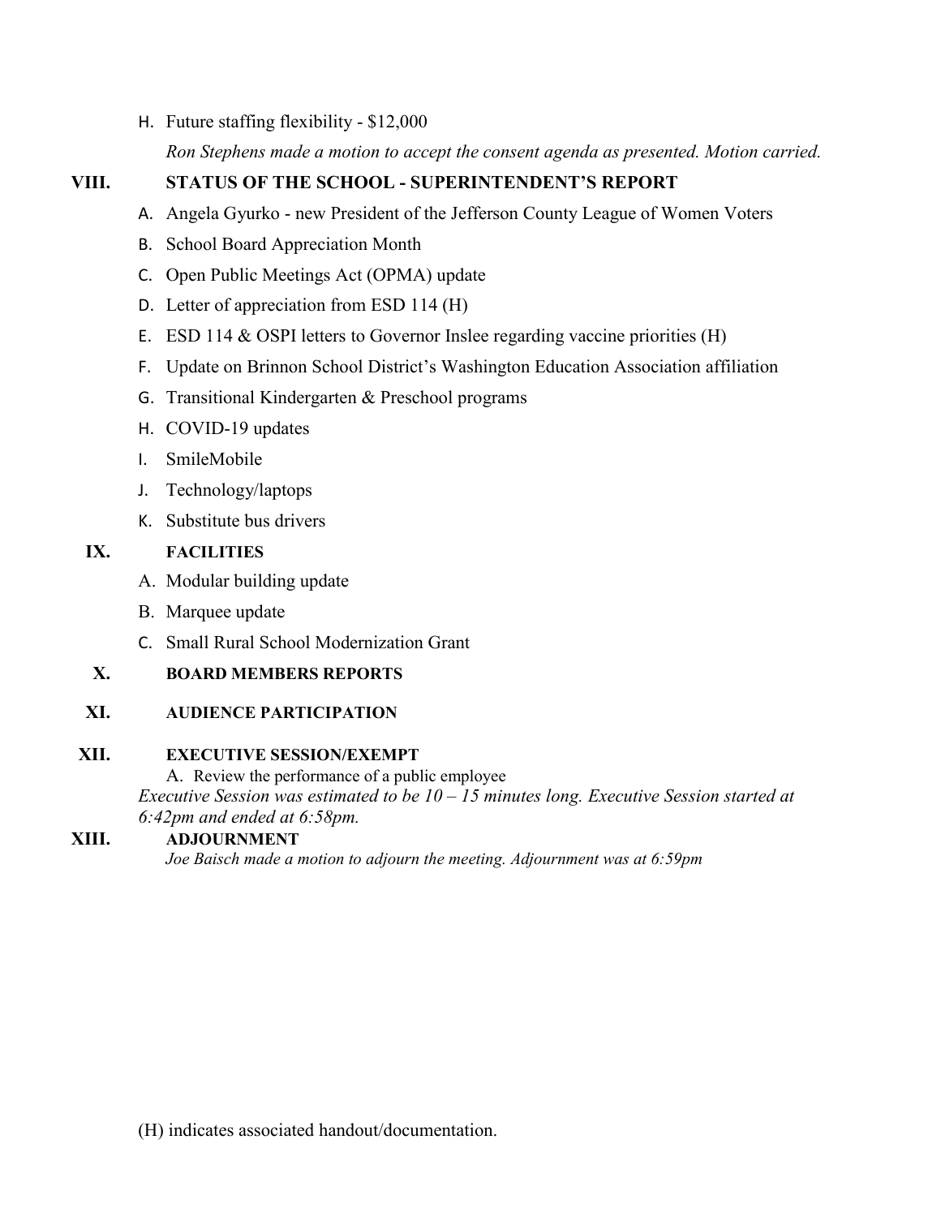H. Future staffing flexibility - $12,000

*Ron Stephens made a motion to accept the consent agenda as presented. Motion carried.*

## VIII. STATUS OF THE SCHOOL - SUPERINTENDENT'S REPORT

A. Angela Gyurko - new President of the Jefferson County League of Women Voters
B. School Board Appreciation Month
C. Open Public Meetings Act (OPMA) update
D. Letter of appreciation from ESD 114 (H)
E. ESD 114 & OSPI letters to Governor Inslee regarding vaccine priorities (H)
F. Update on Brinnon School District's Washington Education Association affiliation
G. Transitional Kindergarten & Preschool programs
H. COVID-19 updates
I. SmileMobile
J. Technology/laptops
K. Substitute bus drivers

## IX. FACILITIES

A. Modular building update
B. Marquee update
C. Small Rural School Modernization Grant

## X. BOARD MEMBERS REPORTS

## XI. AUDIENCE PARTICIPATION

## XII. EXECUTIVE SESSION/EXEMPT

A. Review the performance of a public employee

*Executive Session was estimated to be 10 – 15 minutes long. Executive Session started at 6:42pm and ended at 6:58pm.*

## XIII. ADJOURNMENT

*Joe Baisch made a motion to adjourn the meeting. Adjournment was at 6:59pm*

(H) indicates associated handout/documentation.